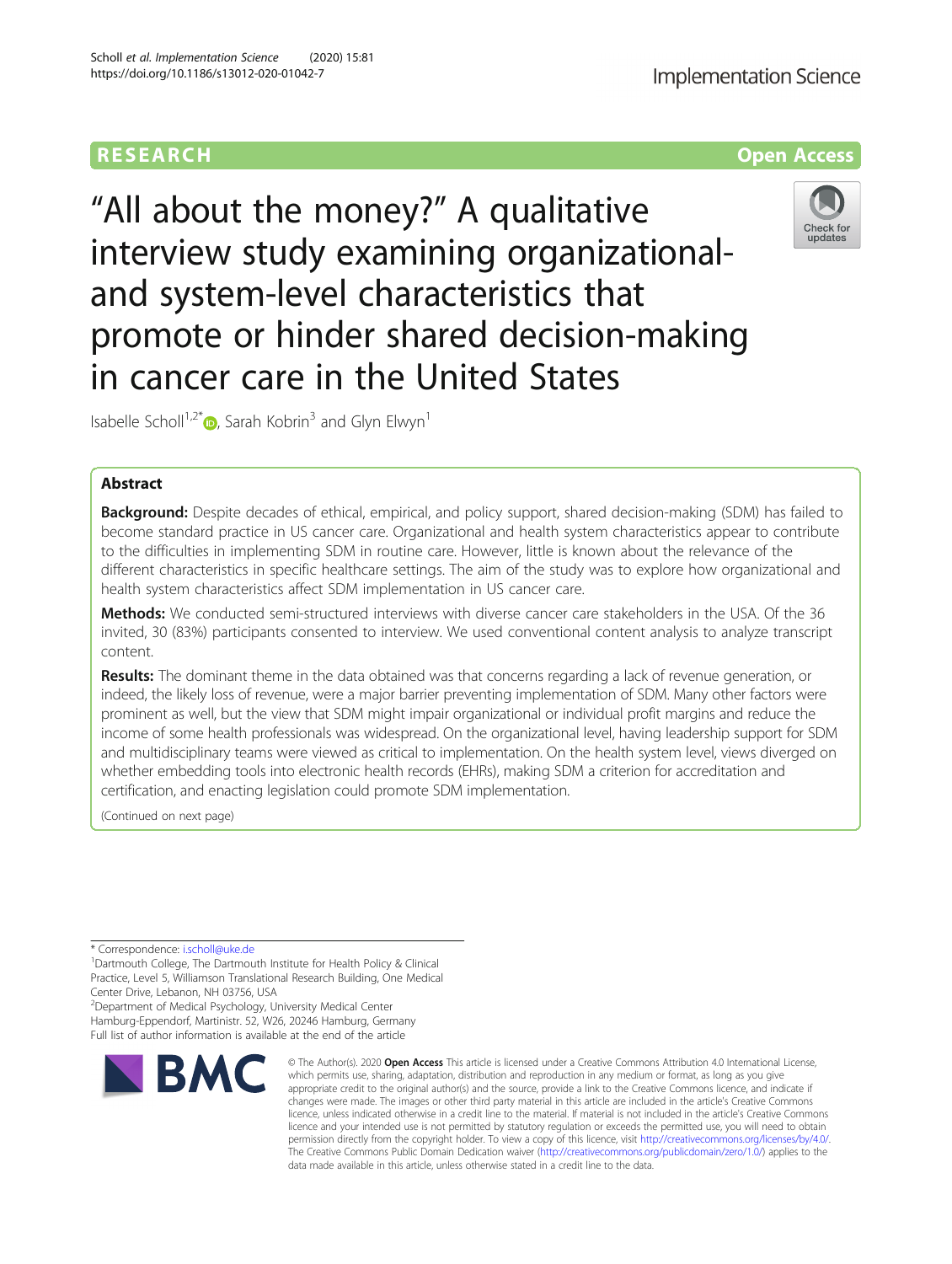RESEARCH

Open Access

# "All about the money?" A qualitative interview study examining organizational- and system-level characteristics that promote or hinder shared decision-making in cancer care in the United States

Isabelle Scholl[1,2*], Sarah Kobrin[3] and Glyn Elwyn[1]

## Abstract

**Background:** Despite decades of ethical, empirical, and policy support, shared decision-making (SDM) has failed to become standard practice in US cancer care. Organizational and health system characteristics appear to contribute to the difficulties in implementing SDM in routine care. However, little is known about the relevance of the different characteristics in specific healthcare settings. The aim of the study was to explore how organizational and health system characteristics affect SDM implementation in US cancer care.

**Methods:** We conducted semi-structured interviews with diverse cancer care stakeholders in the USA. Of the 36 invited, 30 (83%) participants consented to interview. We used conventional content analysis to analyze transcript content.

**Results:** The dominant theme in the data obtained was that concerns regarding a lack of revenue generation, or indeed, the likely loss of revenue, were a major barrier preventing implementation of SDM. Many other factors were prominent as well, but the view that SDM might impair organizational or individual profit margins and reduce the income of some health professionals was widespread. On the organizational level, having leadership support for SDM and multidisciplinary teams were viewed as critical to implementation. On the health system level, views diverged on whether embedding tools into electronic health records (EHRs), making SDM a criterion for accreditation and certification, and enacting legislation could promote SDM implementation.

(Continued on next page)

* Correspondence: i.scholl@uke.de

[1]Dartmouth College, The Dartmouth Institute for Health Policy & Clinical Practice, Level 5, Williamson Translational Research Building, One Medical Center Drive, Lebanon, NH 03756, USA

[2]Department of Medical Psychology, University Medical Center Hamburg-Eppendorf, Martinistr. 52, W26, 20246 Hamburg, Germany

Full list of author information is available at the end of the article

© The Author(s). 2020 **Open Access** This article is licensed under a Creative Commons Attribution 4.0 International License, which permits use, sharing, adaptation, distribution and reproduction in any medium or format, as long as you give appropriate credit to the original author(s) and the source, provide a link to the Creative Commons licence, and indicate if changes were made. The images or other third party material in this article are included in the article's Creative Commons licence, unless indicated otherwise in a credit line to the material. If material is not included in the article's Creative Commons licence and your intended use is not permitted by statutory regulation or exceeds the permitted use, you will need to obtain permission directly from the copyright holder. To view a copy of this licence, visit http://creativecommons.org/licenses/by/4.0/. The Creative Commons Public Domain Dedication waiver (http://creativecommons.org/publicdomain/zero/1.0/) applies to the data made available in this article, unless otherwise stated in a credit line to the data.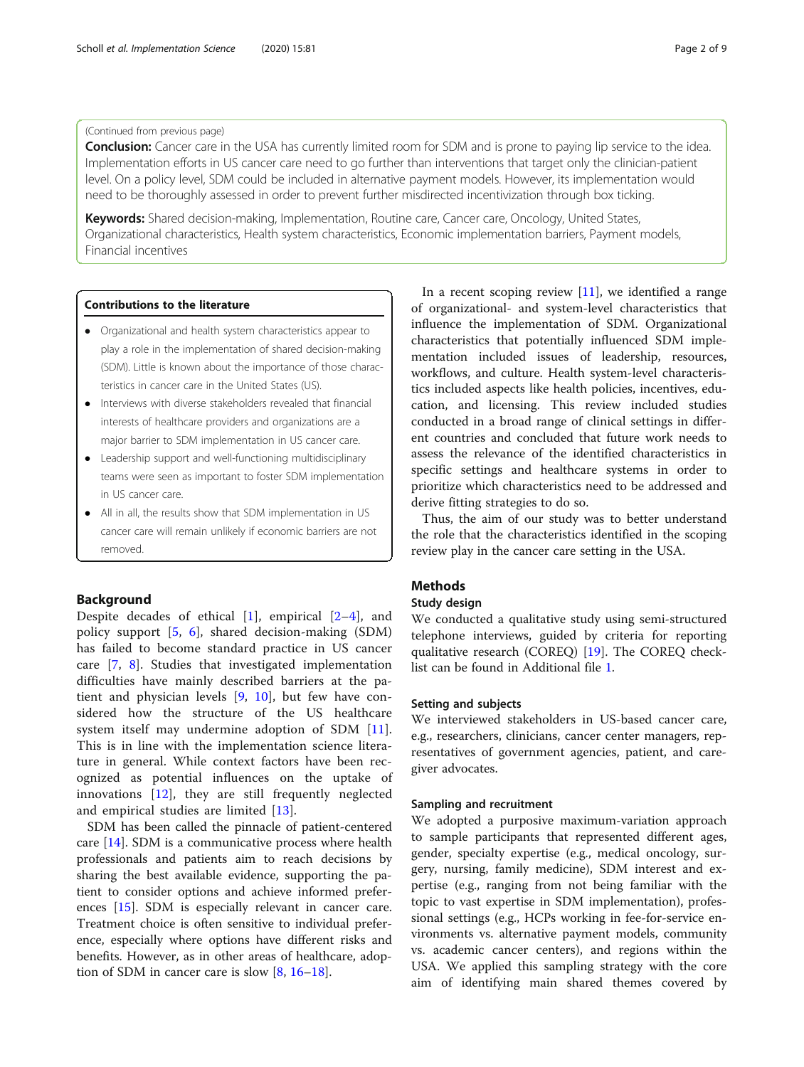(Continued from previous page)

**Conclusion:** Cancer care in the USA has currently limited room for SDM and is prone to paying lip service to the idea. Implementation efforts in US cancer care need to go further than interventions that target only the clinician-patient level. On a policy level, SDM could be included in alternative payment models. However, its implementation would need to be thoroughly assessed in order to prevent further misdirected incentivization through box ticking.

**Keywords:** Shared decision-making, Implementation, Routine care, Cancer care, Oncology, United States, Organizational characteristics, Health system characteristics, Economic implementation barriers, Payment models, Financial incentives

**Contributions to the literature**

- Organizational and health system characteristics appear to play a role in the implementation of shared decision-making (SDM). Little is known about the importance of those characteristics in cancer care in the United States (US).
- Interviews with diverse stakeholders revealed that financial interests of healthcare providers and organizations are a major barrier to SDM implementation in US cancer care.
- Leadership support and well-functioning multidisciplinary teams were seen as important to foster SDM implementation in US cancer care.
- All in all, the results show that SDM implementation in US cancer care will remain unlikely if economic barriers are not removed.

## Background

Despite decades of ethical [1], empirical [2–4], and policy support [5, 6], shared decision-making (SDM) has failed to become standard practice in US cancer care [7, 8]. Studies that investigated implementation difficulties have mainly described barriers at the patient and physician levels [9, 10], but few have considered how the structure of the US healthcare system itself may undermine adoption of SDM [11]. This is in line with the implementation science literature in general. While context factors have been recognized as potential influences on the uptake of innovations [12], they are still frequently neglected and empirical studies are limited [13].

SDM has been called the pinnacle of patient-centered care [14]. SDM is a communicative process where health professionals and patients aim to reach decisions by sharing the best available evidence, supporting the patient to consider options and achieve informed preferences [15]. SDM is especially relevant in cancer care. Treatment choice is often sensitive to individual preference, especially where options have different risks and benefits. However, as in other areas of healthcare, adoption of SDM in cancer care is slow [8, 16–18].

In a recent scoping review [11], we identified a range of organizational- and system-level characteristics that influence the implementation of SDM. Organizational characteristics that potentially influenced SDM implementation included issues of leadership, resources, workflows, and culture. Health system-level characteristics included aspects like health policies, incentives, education, and licensing. This review included studies conducted in a broad range of clinical settings in different countries and concluded that future work needs to assess the relevance of the identified characteristics in specific settings and healthcare systems in order to prioritize which characteristics need to be addressed and derive fitting strategies to do so.

Thus, the aim of our study was to better understand the role that the characteristics identified in the scoping review play in the cancer care setting in the USA.

## Methods

### Study design

We conducted a qualitative study using semi-structured telephone interviews, guided by criteria for reporting qualitative research (COREQ) [19]. The COREQ checklist can be found in Additional file 1.

### Setting and subjects

We interviewed stakeholders in US-based cancer care, e.g., researchers, clinicians, cancer center managers, representatives of government agencies, patient, and caregiver advocates.

### Sampling and recruitment

We adopted a purposive maximum-variation approach to sample participants that represented different ages, gender, specialty expertise (e.g., medical oncology, surgery, nursing, family medicine), SDM interest and expertise (e.g., ranging from not being familiar with the topic to vast expertise in SDM implementation), professional settings (e.g., HCPs working in fee-for-service environments vs. alternative payment models, community vs. academic cancer centers), and regions within the USA. We applied this sampling strategy with the core aim of identifying main shared themes covered by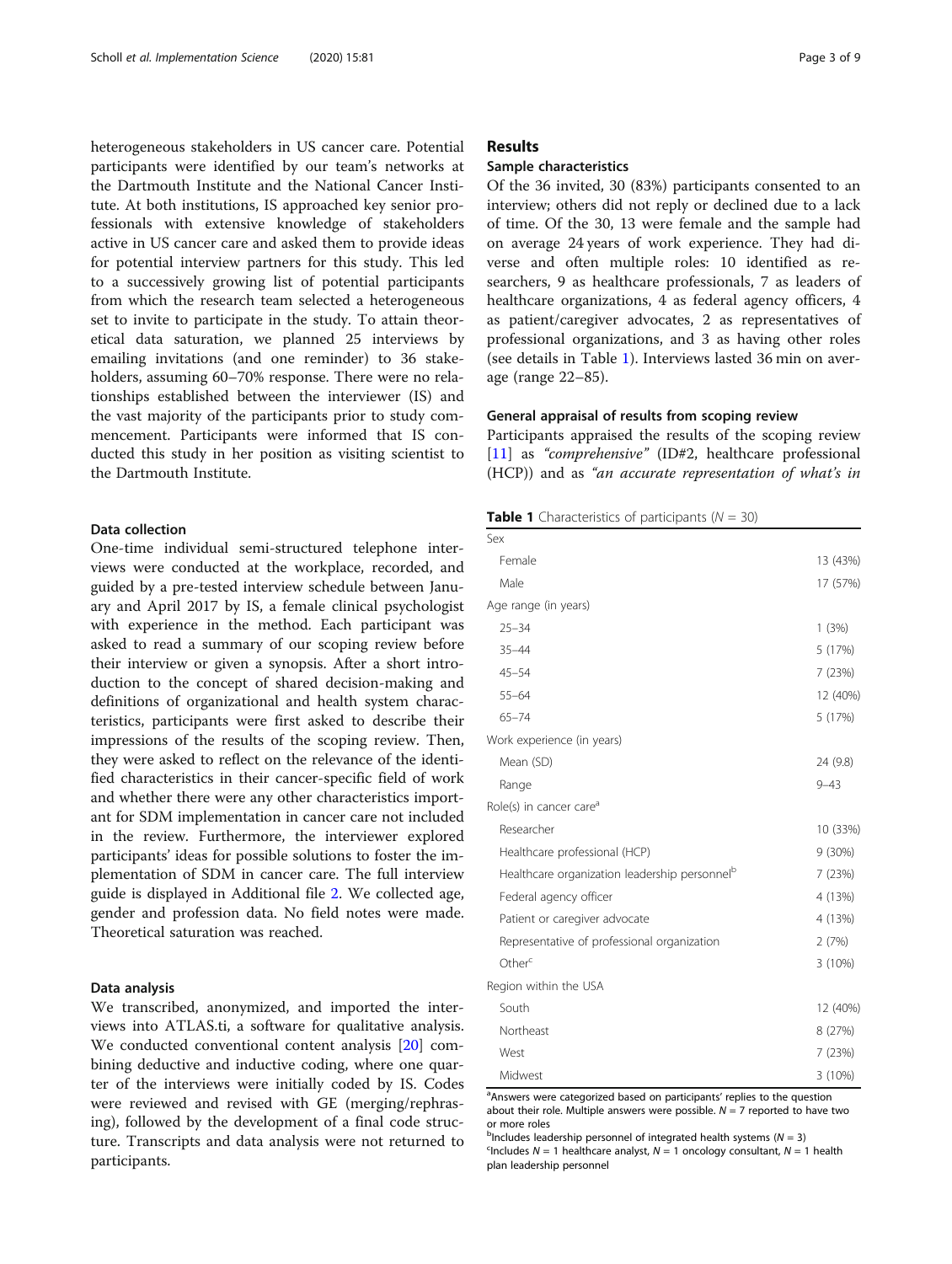heterogeneous stakeholders in US cancer care. Potential participants were identified by our team's networks at the Dartmouth Institute and the National Cancer Institute. At both institutions, IS approached key senior professionals with extensive knowledge of stakeholders active in US cancer care and asked them to provide ideas for potential interview partners for this study. This led to a successively growing list of potential participants from which the research team selected a heterogeneous set to invite to participate in the study. To attain theoretical data saturation, we planned 25 interviews by emailing invitations (and one reminder) to 36 stakeholders, assuming 60–70% response. There were no relationships established between the interviewer (IS) and the vast majority of the participants prior to study commencement. Participants were informed that IS conducted this study in her position as visiting scientist to the Dartmouth Institute.

### Data collection

One-time individual semi-structured telephone interviews were conducted at the workplace, recorded, and guided by a pre-tested interview schedule between January and April 2017 by IS, a female clinical psychologist with experience in the method. Each participant was asked to read a summary of our scoping review before their interview or given a synopsis. After a short introduction to the concept of shared decision-making and definitions of organizational and health system characteristics, participants were first asked to describe their impressions of the results of the scoping review. Then, they were asked to reflect on the relevance of the identified characteristics in their cancer-specific field of work and whether there were any other characteristics important for SDM implementation in cancer care not included in the review. Furthermore, the interviewer explored participants' ideas for possible solutions to foster the implementation of SDM in cancer care. The full interview guide is displayed in Additional file 2. We collected age, gender and profession data. No field notes were made. Theoretical saturation was reached.

### Data analysis

We transcribed, anonymized, and imported the interviews into ATLAS.ti, a software for qualitative analysis. We conducted conventional content analysis [20] combining deductive and inductive coding, where one quarter of the interviews were initially coded by IS. Codes were reviewed and revised with GE (merging/rephrasing), followed by the development of a final code structure. Transcripts and data analysis were not returned to participants.

## Results

### Sample characteristics

Of the 36 invited, 30 (83%) participants consented to an interview; others did not reply or declined due to a lack of time. Of the 30, 13 were female and the sample had on average 24 years of work experience. They had diverse and often multiple roles: 10 identified as researchers, 9 as healthcare professionals, 7 as leaders of healthcare organizations, 4 as federal agency officers, 4 as patient/caregiver advocates, 2 as representatives of professional organizations, and 3 as having other roles (see details in Table 1). Interviews lasted 36 min on average (range 22–85).

### General appraisal of results from scoping review

Participants appraised the results of the scoping review [11] as *"comprehensive"* (ID#2, healthcare professional (HCP)) and as *"an accurate representation of what's in*

**Table 1** Characteristics of participants ($N$ = 30)

| | |
|---|---|
| Sex | |
| Female | 13 (43%) |
| Male | 17 (57%) |
| Age range (in years) | |
| 25–34 | 1 (3%) |
| 35–44 | 5 (17%) |
| 45–54 | 7 (23%) |
| 55–64 | 12 (40%) |
| 65–74 | 5 (17%) |
| Work experience (in years) | |
| Mean (SD) | 24 (9.8) |
| Range | 9–43 |
| Role(s) in cancer care[a] | |
| Researcher | 10 (33%) |
| Healthcare professional (HCP) | 9 (30%) |
| Healthcare organization leadership personnel[b] | 7 (23%) |
| Federal agency officer | 4 (13%) |
| Patient or caregiver advocate | 4 (13%) |
| Representative of professional organization | 2 (7%) |
| Other[c] | 3 (10%) |
| Region within the USA | |
| South | 12 (40%) |
| Northeast | 8 (27%) |
| West | 7 (23%) |
| Midwest | 3 (10%) |

[a]Answers were categorized based on participants' replies to the question about their role. Multiple answers were possible. $N$ = 7 reported to have two or more roles
[b]Includes leadership personnel of integrated health systems ($N$ = 3)
[c]Includes $N$ = 1 healthcare analyst, $N$ = 1 oncology consultant, $N$ = 1 health plan leadership personnel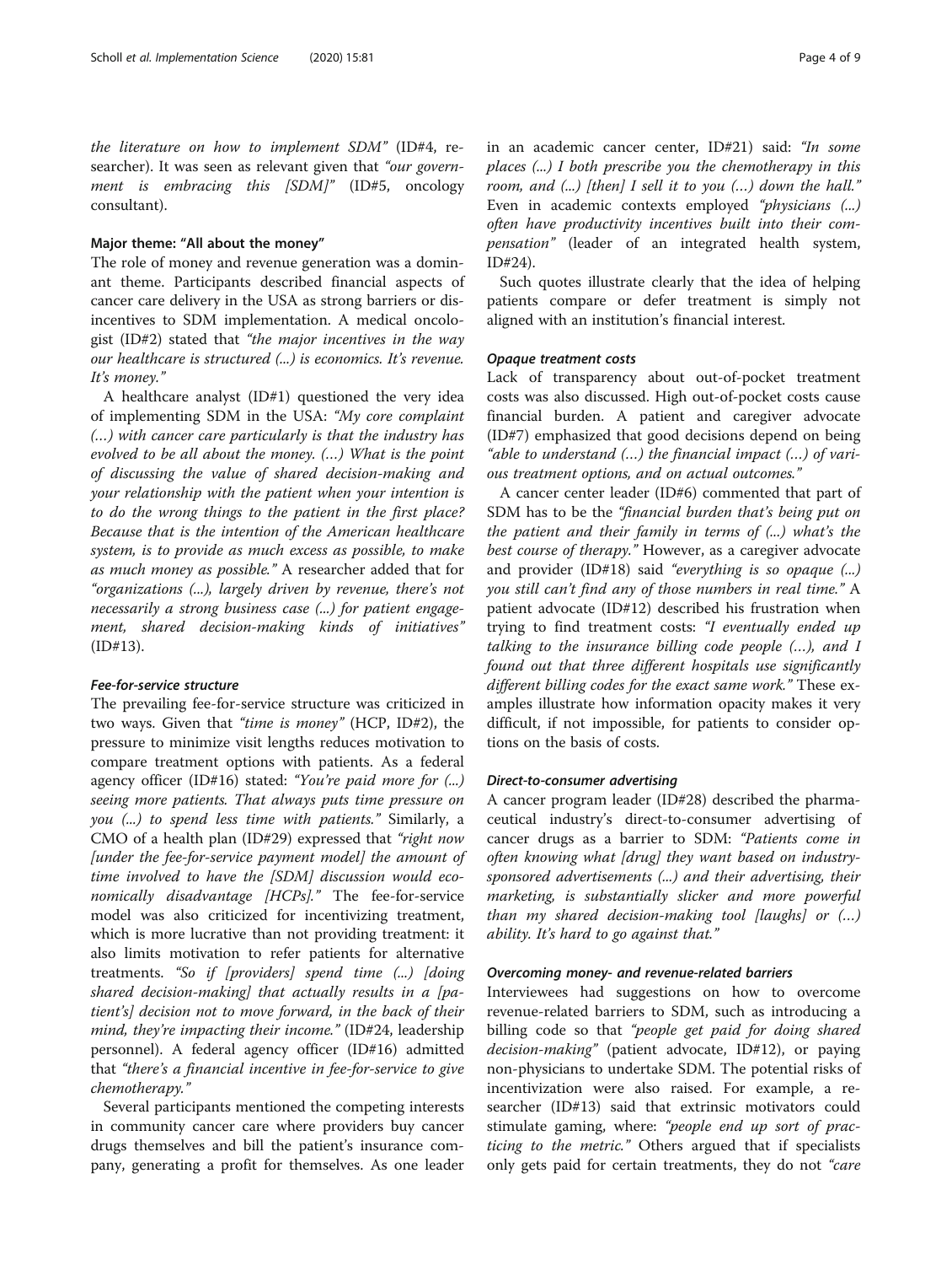*the literature on how to implement SDM"* (ID#4, researcher). It was seen as relevant given that *"our government is embracing this [SDM]"* (ID#5, oncology consultant).

### Major theme: "All about the money"

The role of money and revenue generation was a dominant theme. Participants described financial aspects of cancer care delivery in the USA as strong barriers or disincentives to SDM implementation. A medical oncologist (ID#2) stated that *"the major incentives in the way our healthcare is structured (...) is economics. It's revenue. It's money."*

A healthcare analyst (ID#1) questioned the very idea of implementing SDM in the USA: *"My core complaint (…) with cancer care particularly is that the industry has evolved to be all about the money. (…) What is the point of discussing the value of shared decision-making and your relationship with the patient when your intention is to do the wrong things to the patient in the first place? Because that is the intention of the American healthcare system, is to provide as much excess as possible, to make as much money as possible."* A researcher added that for *"organizations (...), largely driven by revenue, there's not necessarily a strong business case (...) for patient engagement, shared decision-making kinds of initiatives"* (ID#13).

#### Fee-for-service structure

The prevailing fee-for-service structure was criticized in two ways. Given that *"time is money"* (HCP, ID#2), the pressure to minimize visit lengths reduces motivation to compare treatment options with patients. As a federal agency officer (ID#16) stated: *"You're paid more for (...) seeing more patients. That always puts time pressure on you (...) to spend less time with patients."* Similarly, a CMO of a health plan (ID#29) expressed that *"right now [under the fee-for-service payment model] the amount of time involved to have the [SDM] discussion would economically disadvantage [HCPs]."* The fee-for-service model was also criticized for incentivizing treatment, which is more lucrative than not providing treatment: it also limits motivation to refer patients for alternative treatments. *"So if [providers] spend time (...) [doing shared decision-making] that actually results in a [patient's] decision not to move forward, in the back of their mind, they're impacting their income."* (ID#24, leadership personnel). A federal agency officer (ID#16) admitted that *"there's a financial incentive in fee-for-service to give chemotherapy."*

Several participants mentioned the competing interests in community cancer care where providers buy cancer drugs themselves and bill the patient's insurance company, generating a profit for themselves. As one leader in an academic cancer center, ID#21) said: *"In some places (...) I both prescribe you the chemotherapy in this room, and (...) [then] I sell it to you (…) down the hall."* Even in academic contexts employed *"physicians (...) often have productivity incentives built into their compensation"* (leader of an integrated health system, ID#24).

Such quotes illustrate clearly that the idea of helping patients compare or defer treatment is simply not aligned with an institution's financial interest.

#### Opaque treatment costs

Lack of transparency about out-of-pocket treatment costs was also discussed. High out-of-pocket costs cause financial burden. A patient and caregiver advocate (ID#7) emphasized that good decisions depend on being *"able to understand (…) the financial impact (…) of various treatment options, and on actual outcomes."*

A cancer center leader (ID#6) commented that part of SDM has to be the *"financial burden that's being put on the patient and their family in terms of (...) what's the best course of therapy."* However, as a caregiver advocate and provider (ID#18) said *"everything is so opaque (...) you still can't find any of those numbers in real time."* A patient advocate (ID#12) described his frustration when trying to find treatment costs: *"I eventually ended up talking to the insurance billing code people (…), and I found out that three different hospitals use significantly different billing codes for the exact same work."* These examples illustrate how information opacity makes it very difficult, if not impossible, for patients to consider options on the basis of costs.

#### Direct-to-consumer advertising

A cancer program leader (ID#28) described the pharmaceutical industry's direct-to-consumer advertising of cancer drugs as a barrier to SDM: *"Patients come in often knowing what [drug] they want based on industry-sponsored advertisements (...) and their advertising, their marketing, is substantially slicker and more powerful than my shared decision-making tool [laughs] or (…) ability. It's hard to go against that."*

#### Overcoming money- and revenue-related barriers

Interviewees had suggestions on how to overcome revenue-related barriers to SDM, such as introducing a billing code so that *"people get paid for doing shared decision-making"* (patient advocate, ID#12), or paying non-physicians to undertake SDM. The potential risks of incentivization were also raised. For example, a researcher (ID#13) said that extrinsic motivators could stimulate gaming, where: *"people end up sort of practicing to the metric."* Others argued that if specialists only gets paid for certain treatments, they do not *"care*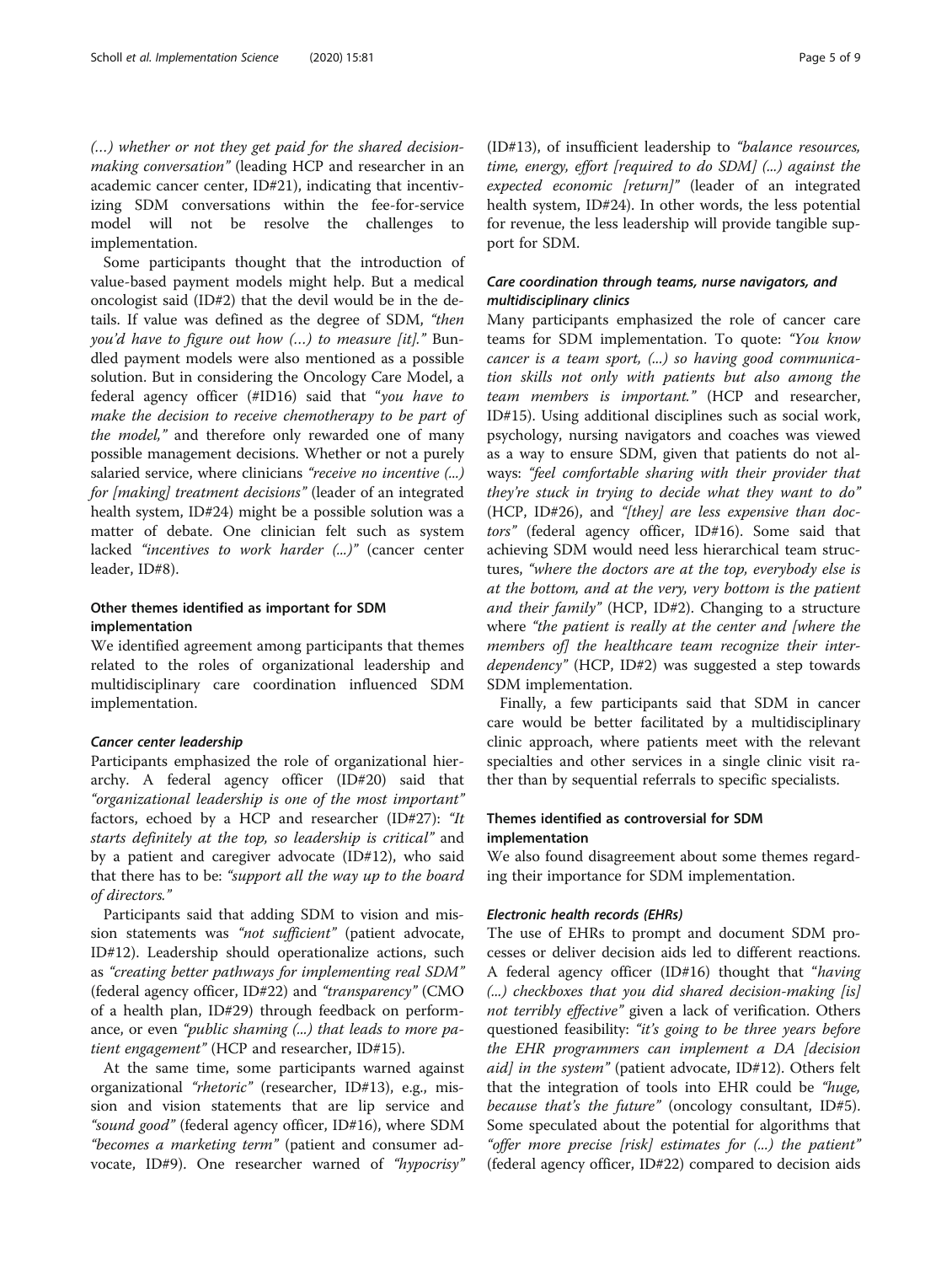(…) whether or not they get paid for the shared decision-making conversation" (leading HCP and researcher in an academic cancer center, ID#21), indicating that incentivizing SDM conversations within the fee-for-service model will not be resolve the challenges to implementation.

Some participants thought that the introduction of value-based payment models might help. But a medical oncologist said (ID#2) that the devil would be in the details. If value was defined as the degree of SDM, *"then you'd have to figure out how (…) to measure [it]."* Bundled payment models were also mentioned as a possible solution. But in considering the Oncology Care Model, a federal agency officer (#ID16) said that *"you have to make the decision to receive chemotherapy to be part of the model,"* and therefore only rewarded one of many possible management decisions. Whether or not a purely salaried service, where clinicians *"receive no incentive (...) for [making] treatment decisions"* (leader of an integrated health system, ID#24) might be a possible solution was a matter of debate. One clinician felt such as system lacked *"incentives to work harder (...)"* (cancer center leader, ID#8).

### Other themes identified as important for SDM implementation

We identified agreement among participants that themes related to the roles of organizational leadership and multidisciplinary care coordination influenced SDM implementation.

#### Cancer center leadership

Participants emphasized the role of organizational hierarchy. A federal agency officer (ID#20) said that *"organizational leadership is one of the most important"* factors, echoed by a HCP and researcher (ID#27): *"It starts definitely at the top, so leadership is critical"* and by a patient and caregiver advocate (ID#12), who said that there has to be: *"support all the way up to the board of directors."*

Participants said that adding SDM to vision and mission statements was *"not sufficient"* (patient advocate, ID#12). Leadership should operationalize actions, such as *"creating better pathways for implementing real SDM"* (federal agency officer, ID#22) and *"transparency"* (CMO of a health plan, ID#29) through feedback on performance, or even *"public shaming (...) that leads to more patient engagement"* (HCP and researcher, ID#15).

At the same time, some participants warned against organizational *"rhetoric"* (researcher, ID#13), e.g., mission and vision statements that are lip service and *"sound good"* (federal agency officer, ID#16), where SDM *"becomes a marketing term"* (patient and consumer advocate, ID#9). One researcher warned of *"hypocrisy"* (ID#13), of insufficient leadership to *"balance resources, time, energy, effort [required to do SDM] (...) against the expected economic [return]"* (leader of an integrated health system, ID#24). In other words, the less potential for revenue, the less leadership will provide tangible support for SDM.

#### Care coordination through teams, nurse navigators, and multidisciplinary clinics

Many participants emphasized the role of cancer care teams for SDM implementation. To quote: *"You know cancer is a team sport, (...) so having good communication skills not only with patients but also among the team members is important."* (HCP and researcher, ID#15). Using additional disciplines such as social work, psychology, nursing navigators and coaches was viewed as a way to ensure SDM, given that patients do not always: *"feel comfortable sharing with their provider that they're stuck in trying to decide what they want to do"* (HCP, ID#26), and *"[they] are less expensive than doctors"* (federal agency officer, ID#16). Some said that achieving SDM would need less hierarchical team structures, *"where the doctors are at the top, everybody else is at the bottom, and at the very, very bottom is the patient and their family"* (HCP, ID#2). Changing to a structure where *"the patient is really at the center and [where the members of] the healthcare team recognize their interdependency"* (HCP, ID#2) was suggested a step towards SDM implementation.

Finally, a few participants said that SDM in cancer care would be better facilitated by a multidisciplinary clinic approach, where patients meet with the relevant specialties and other services in a single clinic visit rather than by sequential referrals to specific specialists.

### Themes identified as controversial for SDM implementation

We also found disagreement about some themes regarding their importance for SDM implementation.

#### Electronic health records (EHRs)

The use of EHRs to prompt and document SDM processes or deliver decision aids led to different reactions. A federal agency officer (ID#16) thought that *"having (...) checkboxes that you did shared decision-making [is] not terribly effective"* given a lack of verification. Others questioned feasibility: *"it's going to be three years before the EHR programmers can implement a DA [decision aid] in the system"* (patient advocate, ID#12). Others felt that the integration of tools into EHR could be *"huge, because that's the future"* (oncology consultant, ID#5). Some speculated about the potential for algorithms that *"offer more precise [risk] estimates for (...) the patient"* (federal agency officer, ID#22) compared to decision aids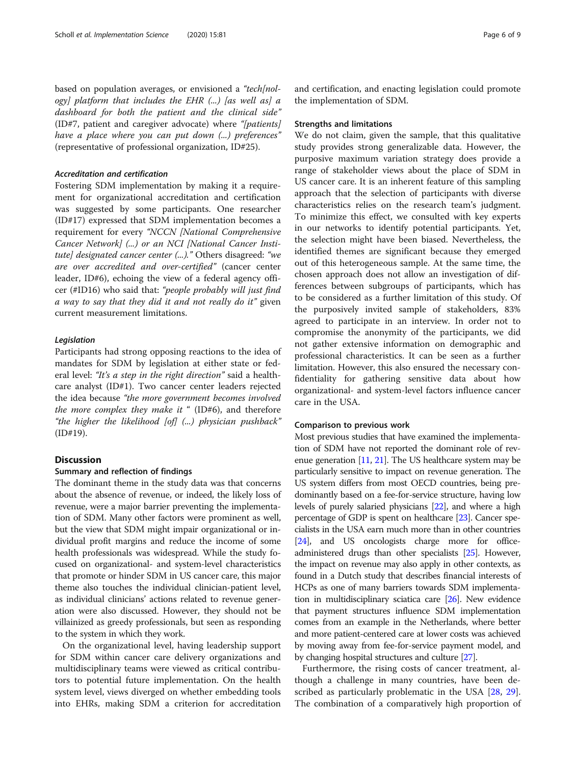based on population averages, or envisioned a *"tech[nology] platform that includes the EHR (...) [as well as] a dashboard for both the patient and the clinical side"* (ID#7, patient and caregiver advocate) where *"[patients] have a place where you can put down (...) preferences"* (representative of professional organization, ID#25).

#### *Accreditation and certification*

Fostering SDM implementation by making it a requirement for organizational accreditation and certification was suggested by some participants. One researcher (ID#17) expressed that SDM implementation becomes a requirement for every *"NCCN [National Comprehensive Cancer Network] (...) or an NCI [National Cancer Institute] designated cancer center (...)."* Others disagreed: *"we are over accredited and over-certified"* (cancer center leader, ID#6), echoing the view of a federal agency officer (#ID16) who said that: *"people probably will just find a way to say that they did it and not really do it"* given current measurement limitations.

#### *Legislation*

Participants had strong opposing reactions to the idea of mandates for SDM by legislation at either state or federal level: *"It's a step in the right direction"* said a healthcare analyst (ID#1). Two cancer center leaders rejected the idea because *"the more government becomes involved the more complex they make it "* (ID#6), and therefore *"the higher the likelihood [of] (...) physician pushback"* (ID#19).

## Discussion

### Summary and reflection of findings

The dominant theme in the study data was that concerns about the absence of revenue, or indeed, the likely loss of revenue, were a major barrier preventing the implementation of SDM. Many other factors were prominent as well, but the view that SDM might impair organizational or individual profit margins and reduce the income of some health professionals was widespread. While the study focused on organizational- and system-level characteristics that promote or hinder SDM in US cancer care, this major theme also touches the individual clinician-patient level, as individual clinicians' actions related to revenue generation were also discussed. However, they should not be villainized as greedy professionals, but seen as responding to the system in which they work.

On the organizational level, having leadership support for SDM within cancer care delivery organizations and multidisciplinary teams were viewed as critical contributors to potential future implementation. On the health system level, views diverged on whether embedding tools into EHRs, making SDM a criterion for accreditation and certification, and enacting legislation could promote the implementation of SDM.

### Strengths and limitations

We do not claim, given the sample, that this qualitative study provides strong generalizable data. However, the purposive maximum variation strategy does provide a range of stakeholder views about the place of SDM in US cancer care. It is an inherent feature of this sampling approach that the selection of participants with diverse characteristics relies on the research team's judgment. To minimize this effect, we consulted with key experts in our networks to identify potential participants. Yet, the selection might have been biased. Nevertheless, the identified themes are significant because they emerged out of this heterogeneous sample. At the same time, the chosen approach does not allow an investigation of differences between subgroups of participants, which has to be considered as a further limitation of this study. Of the purposively invited sample of stakeholders, 83% agreed to participate in an interview. In order not to compromise the anonymity of the participants, we did not gather extensive information on demographic and professional characteristics. It can be seen as a further limitation. However, this also ensured the necessary confidentiality for gathering sensitive data about how organizational- and system-level factors influence cancer care in the USA.

### Comparison to previous work

Most previous studies that have examined the implementation of SDM have not reported the dominant role of revenue generation [11, 21]. The US healthcare system may be particularly sensitive to impact on revenue generation. The US system differs from most OECD countries, being predominantly based on a fee-for-service structure, having low levels of purely salaried physicians [22], and where a high percentage of GDP is spent on healthcare [23]. Cancer specialists in the USA earn much more than in other countries [24], and US oncologists charge more for office-administered drugs than other specialists [25]. However, the impact on revenue may also apply in other contexts, as found in a Dutch study that describes financial interests of HCPs as one of many barriers towards SDM implementation in multidisciplinary sciatica care [26]. New evidence that payment structures influence SDM implementation comes from an example in the Netherlands, where better and more patient-centered care at lower costs was achieved by moving away from fee-for-service payment model, and by changing hospital structures and culture [27].

Furthermore, the rising costs of cancer treatment, although a challenge in many countries, have been described as particularly problematic in the USA [28, 29]. The combination of a comparatively high proportion of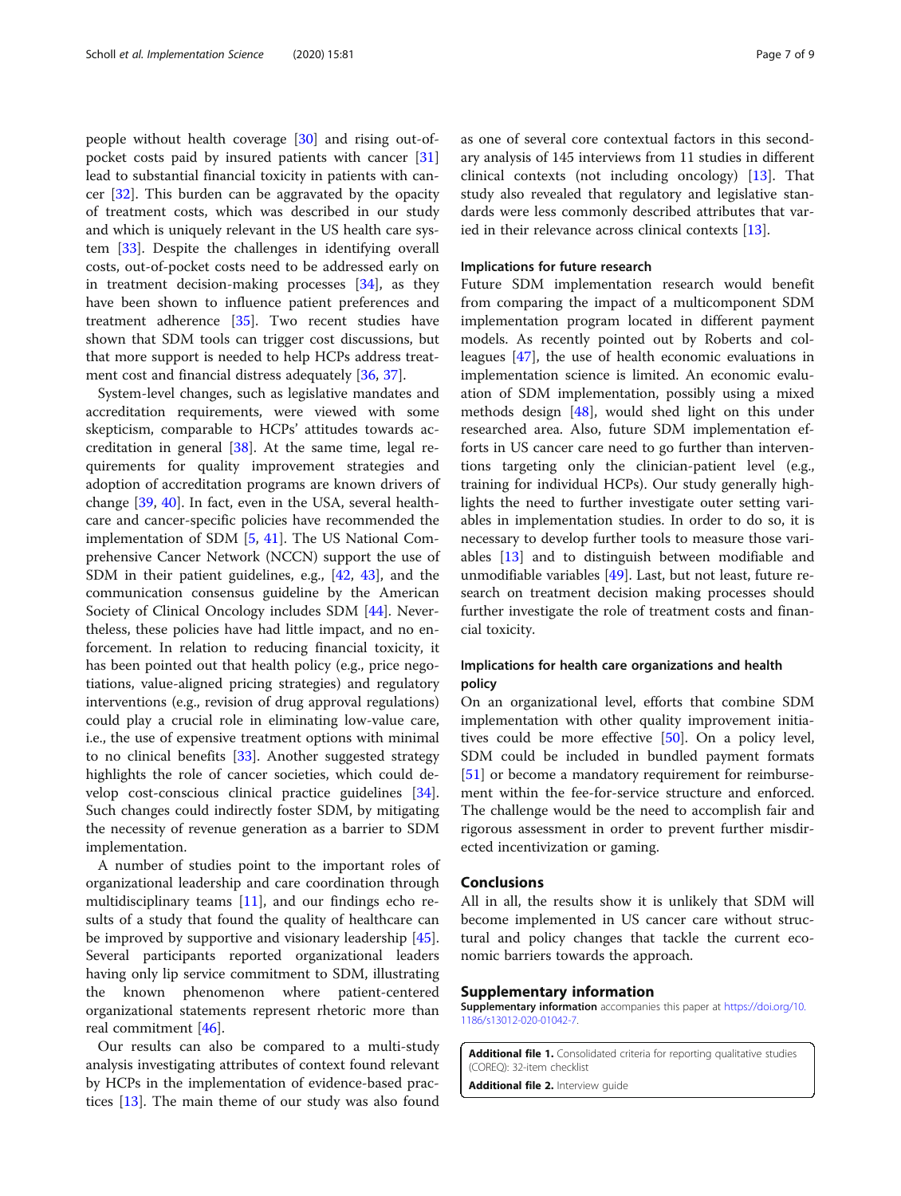people without health coverage [30] and rising out-of-pocket costs paid by insured patients with cancer [31] lead to substantial financial toxicity in patients with cancer [32]. This burden can be aggravated by the opacity of treatment costs, which was described in our study and which is uniquely relevant in the US health care system [33]. Despite the challenges in identifying overall costs, out-of-pocket costs need to be addressed early on in treatment decision-making processes [34], as they have been shown to influence patient preferences and treatment adherence [35]. Two recent studies have shown that SDM tools can trigger cost discussions, but that more support is needed to help HCPs address treatment cost and financial distress adequately [36, 37].

System-level changes, such as legislative mandates and accreditation requirements, were viewed with some skepticism, comparable to HCPs' attitudes towards accreditation in general [38]. At the same time, legal requirements for quality improvement strategies and adoption of accreditation programs are known drivers of change [39, 40]. In fact, even in the USA, several healthcare and cancer-specific policies have recommended the implementation of SDM [5, 41]. The US National Comprehensive Cancer Network (NCCN) support the use of SDM in their patient guidelines, e.g., [42, 43], and the communication consensus guideline by the American Society of Clinical Oncology includes SDM [44]. Nevertheless, these policies have had little impact, and no enforcement. In relation to reducing financial toxicity, it has been pointed out that health policy (e.g., price negotiations, value-aligned pricing strategies) and regulatory interventions (e.g., revision of drug approval regulations) could play a crucial role in eliminating low-value care, i.e., the use of expensive treatment options with minimal to no clinical benefits [33]. Another suggested strategy highlights the role of cancer societies, which could develop cost-conscious clinical practice guidelines [34]. Such changes could indirectly foster SDM, by mitigating the necessity of revenue generation as a barrier to SDM implementation.

A number of studies point to the important roles of organizational leadership and care coordination through multidisciplinary teams [11], and our findings echo results of a study that found the quality of healthcare can be improved by supportive and visionary leadership [45]. Several participants reported organizational leaders having only lip service commitment to SDM, illustrating the known phenomenon where patient-centered organizational statements represent rhetoric more than real commitment [46].

Our results can also be compared to a multi-study analysis investigating attributes of context found relevant by HCPs in the implementation of evidence-based practices [13]. The main theme of our study was also found as one of several core contextual factors in this secondary analysis of 145 interviews from 11 studies in different clinical contexts (not including oncology) [13]. That study also revealed that regulatory and legislative standards were less commonly described attributes that varied in their relevance across clinical contexts [13].

### Implications for future research

Future SDM implementation research would benefit from comparing the impact of a multicomponent SDM implementation program located in different payment models. As recently pointed out by Roberts and colleagues [47], the use of health economic evaluations in implementation science is limited. An economic evaluation of SDM implementation, possibly using a mixed methods design [48], would shed light on this under researched area. Also, future SDM implementation efforts in US cancer care need to go further than interventions targeting only the clinician-patient level (e.g., training for individual HCPs). Our study generally highlights the need to further investigate outer setting variables in implementation studies. In order to do so, it is necessary to develop further tools to measure those variables [13] and to distinguish between modifiable and unmodifiable variables [49]. Last, but not least, future research on treatment decision making processes should further investigate the role of treatment costs and financial toxicity.

### Implications for health care organizations and health policy

On an organizational level, efforts that combine SDM implementation with other quality improvement initiatives could be more effective [50]. On a policy level, SDM could be included in bundled payment formats [51] or become a mandatory requirement for reimbursement within the fee-for-service structure and enforced. The challenge would be the need to accomplish fair and rigorous assessment in order to prevent further misdirected incentivization or gaming.

## Conclusions

All in all, the results show it is unlikely that SDM will become implemented in US cancer care without structural and policy changes that tackle the current economic barriers towards the approach.

## Supplementary information

**Supplementary information** accompanies this paper at https://doi.org/10.1186/s13012-020-01042-7.

**Additional file 1.** Consolidated criteria for reporting qualitative studies (COREQ): 32-item checklist

**Additional file 2.** Interview guide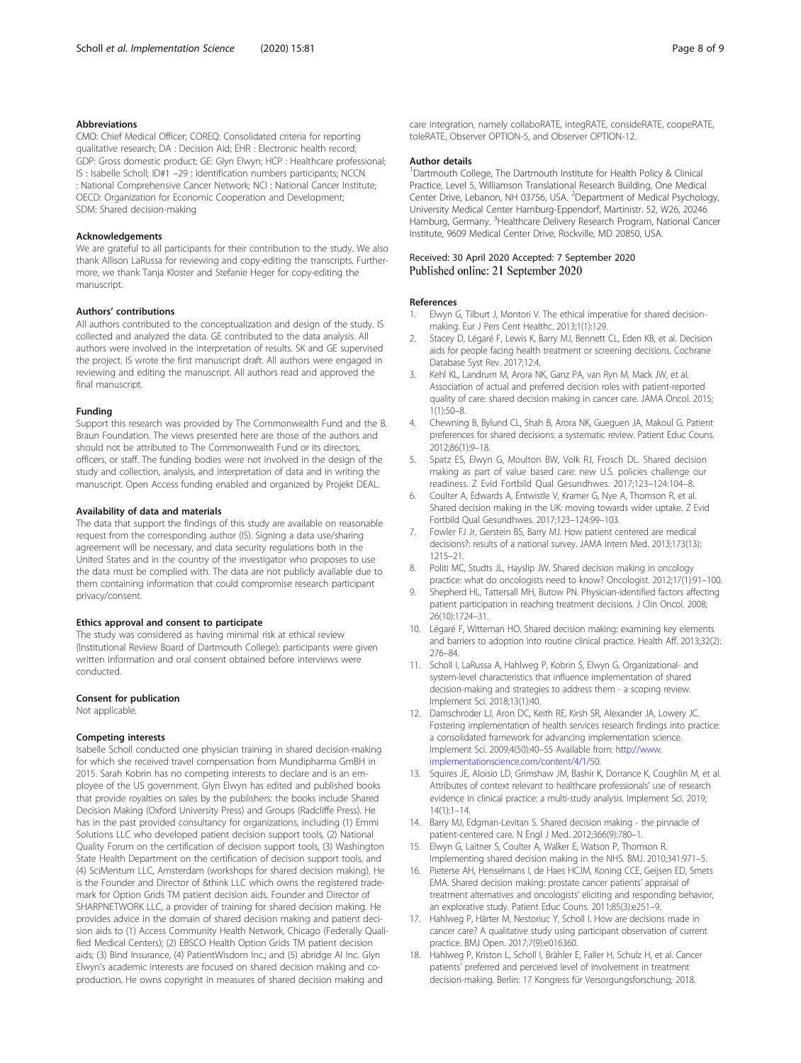### Abbreviations

CMO: Chief Medical Officer; COREQ: Consolidated criteria for reporting qualitative research; DA : Decision Aid; EHR : Electronic health record; GDP: Gross domestic product; GE: Glyn Elwyn; HCP : Healthcare professional; IS : Isabelle Scholl; ID#1 –29 : Identification numbers participants; NCCN : National Comprehensive Cancer Network; NCI : National Cancer Institute; OECD: Organization for Economic Cooperation and Development; SDM: Shared decision-making

### Acknowledgements

We are grateful to all participants for their contribution to the study. We also thank Allison LaRussa for reviewing and copy-editing the transcripts. Furthermore, we thank Tanja Kloster and Stefanie Heger for copy-editing the manuscript.

### Authors' contributions

All authors contributed to the conceptualization and design of the study. IS collected and analyzed the data. GE contributed to the data analysis. All authors were involved in the interpretation of results. SK and GE supervised the project. IS wrote the first manuscript draft. All authors were engaged in reviewing and editing the manuscript. All authors read and approved the final manuscript.

### Funding

Support this research was provided by The Commonwealth Fund and the B. Braun Foundation. The views presented here are those of the authors and should not be attributed to The Commonwealth Fund or its directors, officers, or staff. The funding bodies were not involved in the design of the study and collection, analysis, and interpretation of data and in writing the manuscript. Open Access funding enabled and organized by Projekt DEAL.

### Availability of data and materials

The data that support the findings of this study are available on reasonable request from the corresponding author (IS). Signing a data use/sharing agreement will be necessary, and data security regulations both in the United States and in the country of the investigator who proposes to use the data must be complied with. The data are not publicly available due to them containing information that could compromise research participant privacy/consent.

### Ethics approval and consent to participate

The study was considered as having minimal risk at ethical review (Institutional Review Board of Dartmouth College): participants were given written information and oral consent obtained before interviews were conducted.

### Consent for publication

Not applicable.

### Competing interests

Isabelle Scholl conducted one physician training in shared decision-making for which she received travel compensation from Mundipharma GmBH in 2015. Sarah Kobrin has no competing interests to declare and is an employee of the US government. Glyn Elwyn has edited and published books that provide royalties on sales by the publishers: the books include Shared Decision Making (Oxford University Press) and Groups (Radcliffe Press). He has in the past provided consultancy for organizations, including (1) Emmi Solutions LLC who developed patient decision support tools, (2) National Quality Forum on the certification of decision support tools, (3) Washington State Health Department on the certification of decision support tools, and (4) SciMentum LLC, Amsterdam (workshops for shared decision making). He is the Founder and Director of &think LLC which owns the registered trademark for Option Grids TM patient decision aids. Founder and Director of SHARPNETWORK LLC, a provider of training for shared decision making. He provides advice in the domain of shared decision making and patient decision aids to (1) Access Community Health Network, Chicago (Federally Qualified Medical Centers); (2) EBSCO Health Option Grids TM patient decision aids; (3) Bind Insurance, (4) PatientWisdom Inc.; and (5) abridge AI Inc. Glyn Elwyn's academic interests are focused on shared decision making and coproduction. He owns copyright in measures of shared decision making and care integration, namely collaboRATE, integRATE, consideRATE, coopeRATE, toleRATE, Observer OPTION-5, and Observer OPTION-12.

### Author details

[1]Dartmouth College, The Dartmouth Institute for Health Policy & Clinical Practice, Level 5, Williamson Translational Research Building, One Medical Center Drive, Lebanon, NH 03756, USA. [2]Department of Medical Psychology, University Medical Center Hamburg-Eppendorf, Martinistr. 52, W26, 20246 Hamburg, Germany. [3]Healthcare Delivery Research Program, National Cancer Institute, 9609 Medical Center Drive, Rockville, MD 20850, USA.

Received: 30 April 2020 Accepted: 7 September 2020
Published online: 21 September 2020

### References

1. Elwyn G, Tilburt J, Montori V. The ethical imperative for shared decision-making. Eur J Pers Cent Healthc. 2013;1(1):129.
2. Stacey D, Légaré F, Lewis K, Barry MJ, Bennett CL, Eden KB, et al. Decision aids for people facing health treatment or screening decisions. Cochrane Database Syst Rev. 2017;12:4.
3. Kehl KL, Landrum M, Arora NK, Ganz PA, van Ryn M, Mack JW, et al. Association of actual and preferred decision roles with patient-reported quality of care: shared decision making in cancer care. JAMA Oncol. 2015;1(1):50–8.
4. Chewning B, Bylund CL, Shah B, Arora NK, Gueguen JA, Makoul G. Patient preferences for shared decisions: a systematic review. Patient Educ Couns. 2012;86(1):9–18.
5. Spatz ES, Elwyn G, Moulton BW, Volk RJ, Frosch DL. Shared decision making as part of value based care: new U.S. policies challenge our readiness. Z Evid Fortbild Qual Gesundhwes. 2017;123–124:104–8.
6. Coulter A, Edwards A, Entwistle V, Kramer G, Nye A, Thomson R, et al. Shared decision making in the UK: moving towards wider uptake. Z Evid Fortbild Qual Gesundhwes. 2017;123–124:99–103.
7. Fowler FJ Jr, Gerstein BS, Barry MJ. How patient centered are medical decisions?: results of a national survey. JAMA Intern Med. 2013;173(13):1215–21.
8. Politi MC, Studts JL, Hayslip JW. Shared decision making in oncology practice: what do oncologists need to know? Oncologist. 2012;17(1):91–100.
9. Shepherd HL, Tattersall MH, Butow PN. Physician-identified factors affecting patient participation in reaching treatment decisions. J Clin Oncol. 2008;26(10):1724–31.
10. Légaré F, Witteman HO. Shared decision making: examining key elements and barriers to adoption into routine clinical practice. Health Aff. 2013;32(2):276–84.
11. Scholl I, LaRussa A, Hahlweg P, Kobrin S, Elwyn G. Organizational- and system-level characteristics that influence implementation of shared decision-making and strategies to address them - a scoping review. Implement Sci. 2018;13(1):40.
12. Damschroder LJ, Aron DC, Keith RE, Kirsh SR, Alexander JA, Lowery JC. Fostering implementation of health services research findings into practice: a consolidated framework for advancing implementation science. Implement Sci. 2009;4(50):40–55 Available from: http://www.implementationscience.com/content/4/1/50.
13. Squires JE, Aloisio LD, Grimshaw JM, Bashir K, Dorrance K, Coughlin M, et al. Attributes of context relevant to healthcare professionals' use of research evidence in clinical practice: a multi-study analysis. Implement Sci. 2019;14(1):1–14.
14. Barry MJ, Edgman-Levitan S. Shared decision making - the pinnacle of patient-centered care. N Engl J Med. 2012;366(9):780–1.
15. Elwyn G, Laitner S, Coulter A, Walker E, Watson P, Thomson R. Implementing shared decision making in the NHS. BMJ. 2010;341:971–5.
16. Pieterse AH, Henselmans I, de Haes HCJM, Koning CCE, Geijsen ED, Smets EMA. Shared decision making: prostate cancer patients' appraisal of treatment alternatives and oncologists' eliciting and responding behavior, an explorative study. Patient Educ Couns. 2011;85(3):e251–9.
17. Hahlweg P, Härter M, Nestoriuc Y, Scholl I. How are decisions made in cancer care? A qualitative study using participant observation of current practice. BMJ Open. 2017;7(9):e016360.
18. Hahlweg P, Kriston L, Scholl I, Brähler E, Faller H, Schulz H, et al. Cancer patients' preferred and perceived level of involvement in treatment decision-making. Berlin: 17 Kongress für Versorgungsforschung; 2018.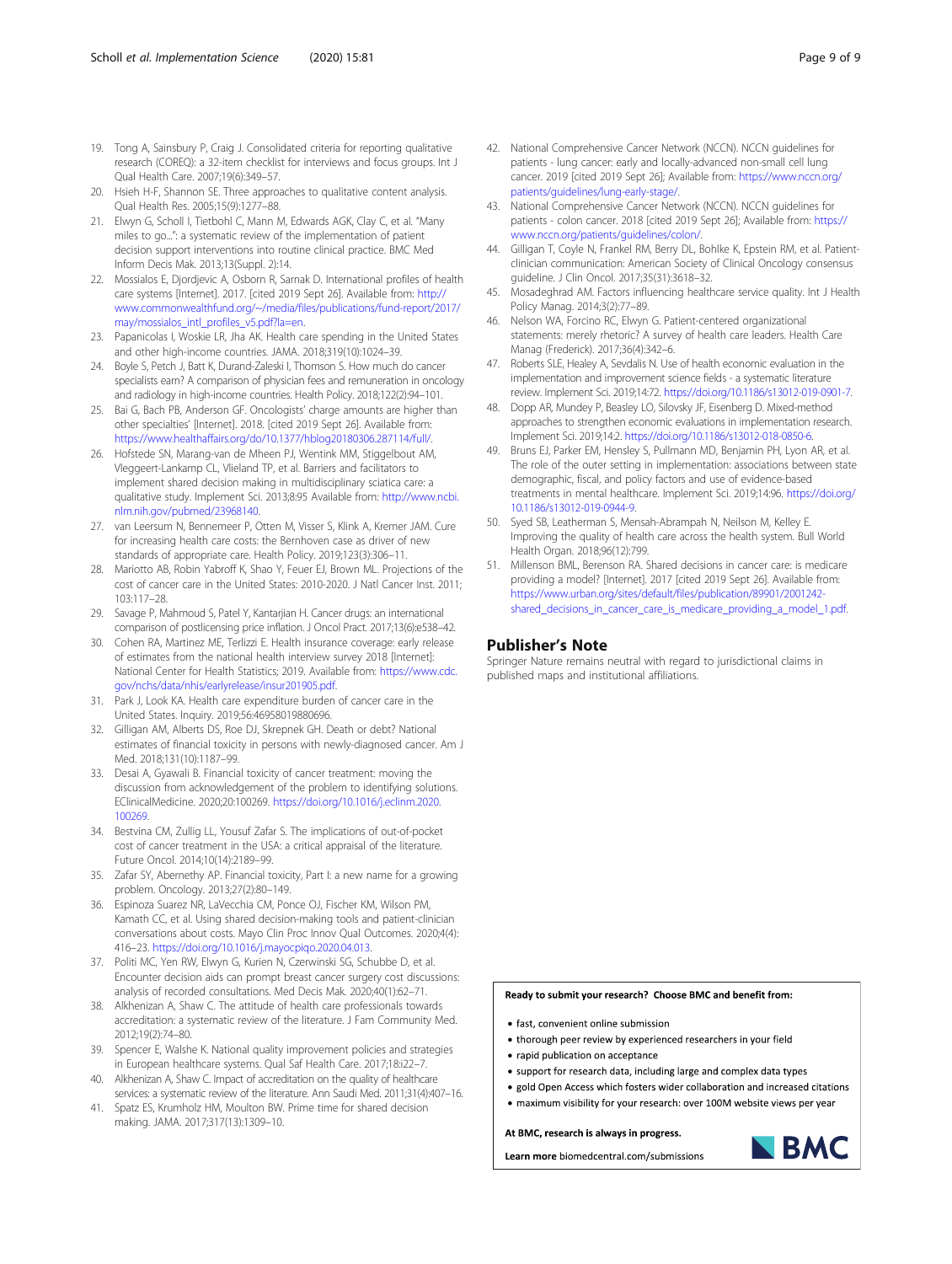19. Tong A, Sainsbury P, Craig J. Consolidated criteria for reporting qualitative research (COREQ): a 32-item checklist for interviews and focus groups. Int J Qual Health Care. 2007;19(6):349–57.
20. Hsieh H-F, Shannon SE. Three approaches to qualitative content analysis. Qual Health Res. 2005;15(9):1277–88.
21. Elwyn G, Scholl I, Tietbohl C, Mann M, Edwards AGK, Clay C, et al. "Many miles to go…": a systematic review of the implementation of patient decision support interventions into routine clinical practice. BMC Med Inform Decis Mak. 2013;13(Suppl. 2):14.
22. Mossialos E, Djordjevic A, Osborn R, Sarnak D. International profiles of health care systems [Internet]. 2017. [cited 2019 Sept 26]. Available from: http://www.commonwealthfund.org/~/media/files/publications/fund-report/2017/may/mossialos_intl_profiles_v5.pdf?la=en.
23. Papanicolas I, Woskie LR, Jha AK. Health care spending in the United States and other high-income countries. JAMA. 2018;319(10):1024–39.
24. Boyle S, Petch J, Batt K, Durand-Zaleski I, Thomson S. How much do cancer specialists earn? A comparison of physician fees and remuneration in oncology and radiology in high-income countries. Health Policy. 2018;122(2):94–101.
25. Bai G, Bach PB, Anderson GF. Oncologists' charge amounts are higher than other specialties' [Internet]. 2018. [cited 2019 Sept 26]. Available from: https://www.healthaffairs.org/do/10.1377/hblog20180306.287114/full/.
26. Hofstede SN, Marang-van de Mheen PJ, Wentink MM, Stiggelbout AM, Vleggeert-Lankamp CL, Vlieland TP, et al. Barriers and facilitators to implement shared decision making in multidisciplinary sciatica care: a qualitative study. Implement Sci. 2013;8:95 Available from: http://www.ncbi.nlm.nih.gov/pubmed/23968140.
27. van Leersum N, Bennemeer P, Otten M, Visser S, Klink A, Kremer JAM. Cure for increasing health care costs: the Bernhoven case as driver of new standards of appropriate care. Health Policy. 2019;123(3):306–11.
28. Mariotto AB, Robin Yabroff K, Shao Y, Feuer EJ, Brown ML. Projections of the cost of cancer care in the United States: 2010-2020. J Natl Cancer Inst. 2011;103:117–28.
29. Savage P, Mahmoud S, Patel Y, Kantarjian H. Cancer drugs: an international comparison of postlicensing price inflation. J Oncol Pract. 2017;13(6):e538–42.
30. Cohen RA, Martinez ME, Terlizzi E. Health insurance coverage: early release of estimates from the national health interview survey 2018 [Internet]: National Center for Health Statistics; 2019. Available from: https://www.cdc.gov/nchs/data/nhis/earlyrelease/insur201905.pdf.
31. Park J, Look KA. Health care expenditure burden of cancer care in the United States. Inquiry. 2019;56:46958019880696.
32. Gilligan AM, Alberts DS, Roe DJ, Skrepnek GH. Death or debt? National estimates of financial toxicity in persons with newly-diagnosed cancer. Am J Med. 2018;131(10):1187–99.
33. Desai A, Gyawali B. Financial toxicity of cancer treatment: moving the discussion from acknowledgement of the problem to identifying solutions. EClinicalMedicine. 2020;20:100269. https://doi.org/10.1016/j.eclinm.2020.100269.
34. Bestvina CM, Zullig LL, Yousuf Zafar S. The implications of out-of-pocket cost of cancer treatment in the USA: a critical appraisal of the literature. Future Oncol. 2014;10(14):2189–99.
35. Zafar SY, Abernethy AP. Financial toxicity, Part I: a new name for a growing problem. Oncology. 2013;27(2):80–149.
36. Espinoza Suarez NR, LaVecchia CM, Ponce OJ, Fischer KM, Wilson PM, Kamath CC, et al. Using shared decision-making tools and patient-clinician conversations about costs. Mayo Clin Proc Innov Qual Outcomes. 2020;4(4):416–23. https://doi.org/10.1016/j.mayocpiqo.2020.04.013.
37. Politi MC, Yen RW, Elwyn G, Kurien N, Czerwinski SG, Schubbe D, et al. Encounter decision aids can prompt breast cancer surgery cost discussions: analysis of recorded consultations. Med Decis Mak. 2020;40(1):62–71.
38. Alkhenizan A, Shaw C. The attitude of health care professionals towards accreditation: a systematic review of the literature. J Fam Community Med. 2012;19(2):74–80.
39. Spencer E, Walshe K. National quality improvement policies and strategies in European healthcare systems. Qual Saf Health Care. 2017;18:i22–7.
40. Alkhenizan A, Shaw C. Impact of accreditation on the quality of healthcare services: a systematic review of the literature. Ann Saudi Med. 2011;31(4):407–16.
41. Spatz ES, Krumholz HM, Moulton BW. Prime time for shared decision making. JAMA. 2017;317(13):1309–10.
42. National Comprehensive Cancer Network (NCCN). NCCN guidelines for patients - lung cancer: early and locally-advanced non-small cell lung cancer. 2019 [cited 2019 Sept 26]; Available from: https://www.nccn.org/patients/guidelines/lung-early-stage/.
43. National Comprehensive Cancer Network (NCCN). NCCN guidelines for patients - colon cancer. 2018 [cited 2019 Sept 26]; Available from: https://www.nccn.org/patients/guidelines/colon/.
44. Gilligan T, Coyle N, Frankel RM, Berry DL, Bohlke K, Epstein RM, et al. Patient-clinician communication: American Society of Clinical Oncology consensus guideline. J Clin Oncol. 2017;35(31):3618–32.
45. Mosadeghrad AM. Factors influencing healthcare service quality. Int J Health Policy Manag. 2014;3(2):77–89.
46. Nelson WA, Forcino RC, Elwyn G. Patient-centered organizational statements: merely rhetoric? A survey of health care leaders. Health Care Manag (Frederick). 2017;36(4):342–6.
47. Roberts SLE, Healey A, Sevdalis N. Use of health economic evaluation in the implementation and improvement science fields - a systematic literature review. Implement Sci. 2019;14:72. https://doi.org/10.1186/s13012-019-0901-7.
48. Dopp AR, Mundey P, Beasley LO, Silovsky JF, Eisenberg D. Mixed-method approaches to strengthen economic evaluations in implementation research. Implement Sci. 2019;14:2. https://doi.org/10.1186/s13012-018-0850-6.
49. Bruns EJ, Parker EM, Hensley S, Pullmann MD, Benjamin PH, Lyon AR, et al. The role of the outer setting in implementation: associations between state demographic, fiscal, and policy factors and use of evidence-based treatments in mental healthcare. Implement Sci. 2019;14:96. https://doi.org/10.1186/s13012-019-0944-9.
50. Syed SB, Leatherman S, Mensah-Abrampah N, Neilson M, Kelley E. Improving the quality of health care across the health system. Bull World Health Organ. 2018;96(12):799.
51. Millenson BML, Berenson RA. Shared decisions in cancer care: is medicare providing a model? [Internet]. 2017 [cited 2019 Sept 26]. Available from: https://www.urban.org/sites/default/files/publication/89901/2001242-shared_decisions_in_cancer_care_is_medicare_providing_a_model_1.pdf.

## Publisher's Note

Springer Nature remains neutral with regard to jurisdictional claims in published maps and institutional affiliations.

**Ready to submit your research? Choose BMC and benefit from:**

- fast, convenient online submission
- thorough peer review by experienced researchers in your field
- rapid publication on acceptance
- support for research data, including large and complex data types
- gold Open Access which fosters wider collaboration and increased citations
- maximum visibility for your research: over 100M website views per year

**At BMC, research is always in progress.**

**Learn more** biomedcentral.com/submissions

BMC